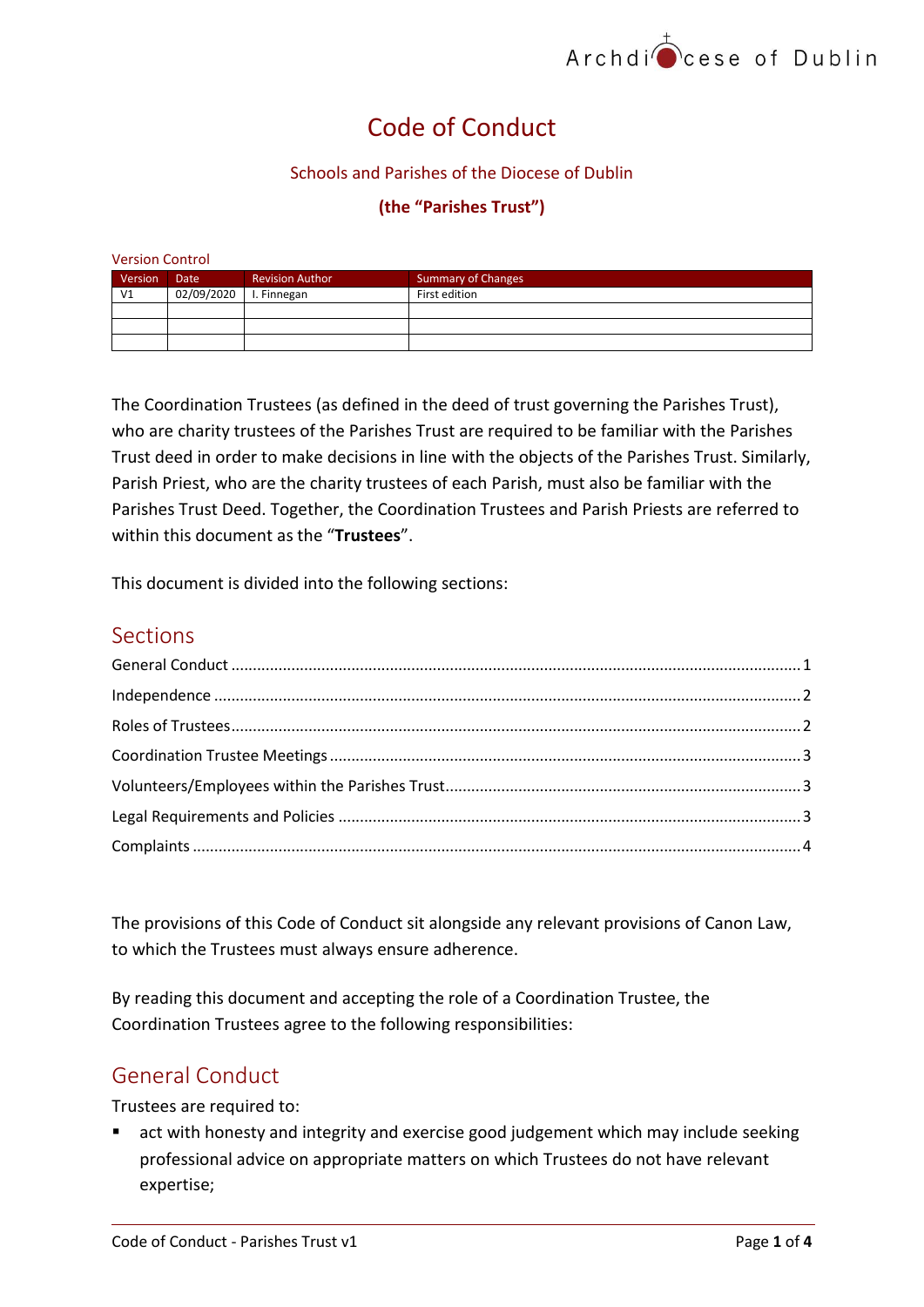# Code of Conduct

Schools and Parishes of the Diocese of Dublin

**(the "Parishes Trust")**

Version Control

| Version | Date | Revision Author | Summary of Changes |
|---|---|---|---|
| V1 | 02/09/2020 | I. Finnegan | First edition |
| | | | |
| | | | |
| | | | |

The Coordination Trustees (as defined in the deed of trust governing the Parishes Trust), who are charity trustees of the Parishes Trust are required to be familiar with the Parishes Trust deed in order to make decisions in line with the objects of the Parishes Trust. Similarly, Parish Priest, who are the charity trustees of each Parish, must also be familiar with the Parishes Trust Deed. Together, the Coordination Trustees and Parish Priests are referred to within this document as the "**Trustees**".

This document is divided into the following sections:

## Sections

General Conduct ........................................ 1
Independence ........................................ 2
Roles of Trustees ........................................ 2
Coordination Trustee Meetings ........................................ 3
Volunteers/Employees within the Parishes Trust ........................................ 3
Legal Requirements and Policies ........................................ 3
Complaints ........................................ 4

The provisions of this Code of Conduct sit alongside any relevant provisions of Canon Law, to which the Trustees must always ensure adherence.

By reading this document and accepting the role of a Coordination Trustee, the Coordination Trustees agree to the following responsibilities:

## General Conduct

Trustees are required to:

- act with honesty and integrity and exercise good judgement which may include seeking professional advice on appropriate matters on which Trustees do not have relevant expertise;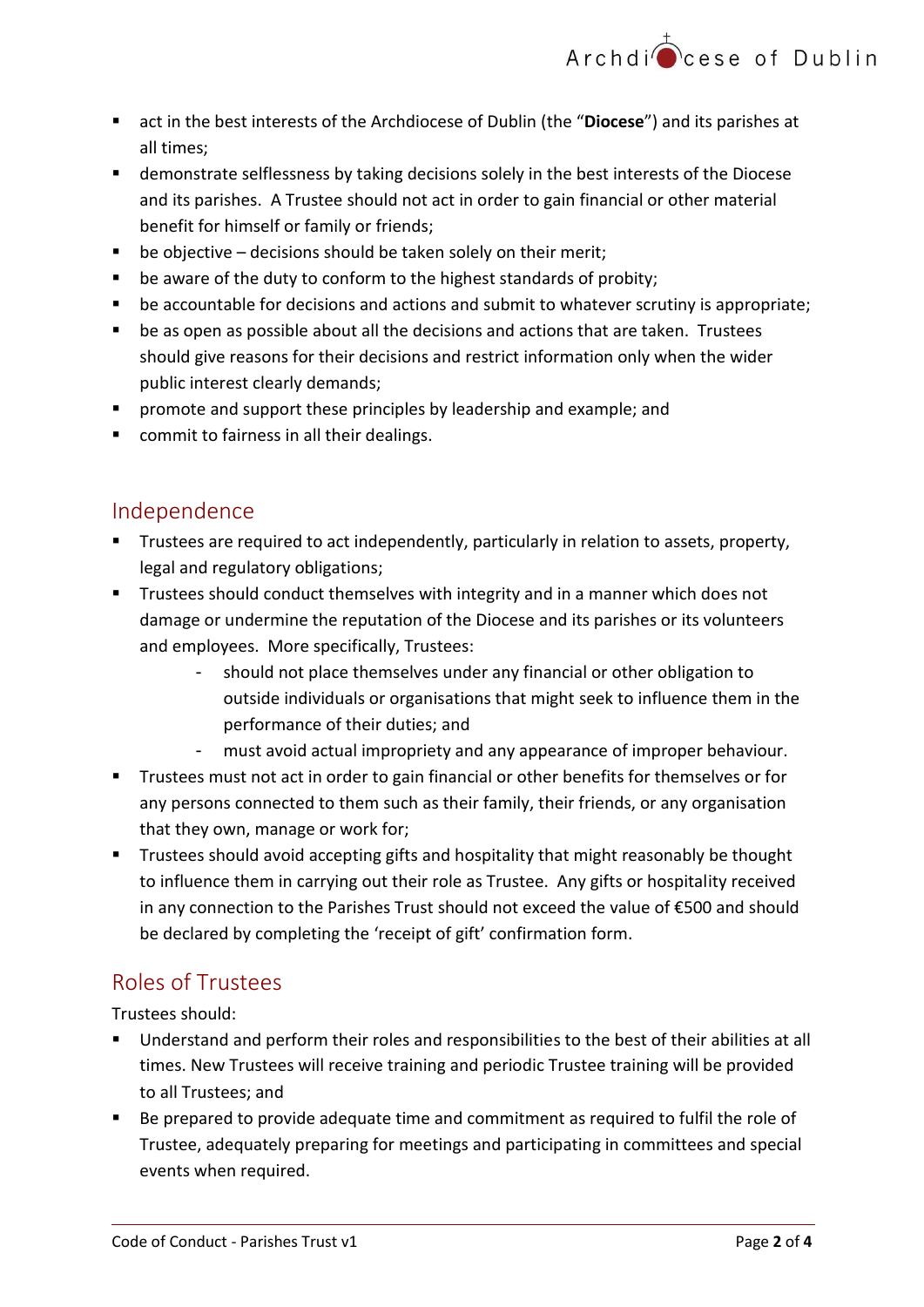- act in the best interests of the Archdiocese of Dublin (the "**Diocese**") and its parishes at all times;
- demonstrate selflessness by taking decisions solely in the best interests of the Diocese and its parishes. A Trustee should not act in order to gain financial or other material benefit for himself or family or friends;
- be objective – decisions should be taken solely on their merit;
- be aware of the duty to conform to the highest standards of probity;
- be accountable for decisions and actions and submit to whatever scrutiny is appropriate;
- be as open as possible about all the decisions and actions that are taken. Trustees should give reasons for their decisions and restrict information only when the wider public interest clearly demands;
- promote and support these principles by leadership and example; and
- commit to fairness in all their dealings.

## Independence

- Trustees are required to act independently, particularly in relation to assets, property, legal and regulatory obligations;
- Trustees should conduct themselves with integrity and in a manner which does not damage or undermine the reputation of the Diocese and its parishes or its volunteers and employees. More specifically, Trustees:
  - should not place themselves under any financial or other obligation to outside individuals or organisations that might seek to influence them in the performance of their duties; and
  - must avoid actual impropriety and any appearance of improper behaviour.
- Trustees must not act in order to gain financial or other benefits for themselves or for any persons connected to them such as their family, their friends, or any organisation that they own, manage or work for;
- Trustees should avoid accepting gifts and hospitality that might reasonably be thought to influence them in carrying out their role as Trustee. Any gifts or hospitality received in any connection to the Parishes Trust should not exceed the value of €500 and should be declared by completing the 'receipt of gift' confirmation form.

## Roles of Trustees

Trustees should:

- Understand and perform their roles and responsibilities to the best of their abilities at all times. New Trustees will receive training and periodic Trustee training will be provided to all Trustees; and
- Be prepared to provide adequate time and commitment as required to fulfil the role of Trustee, adequately preparing for meetings and participating in committees and special events when required.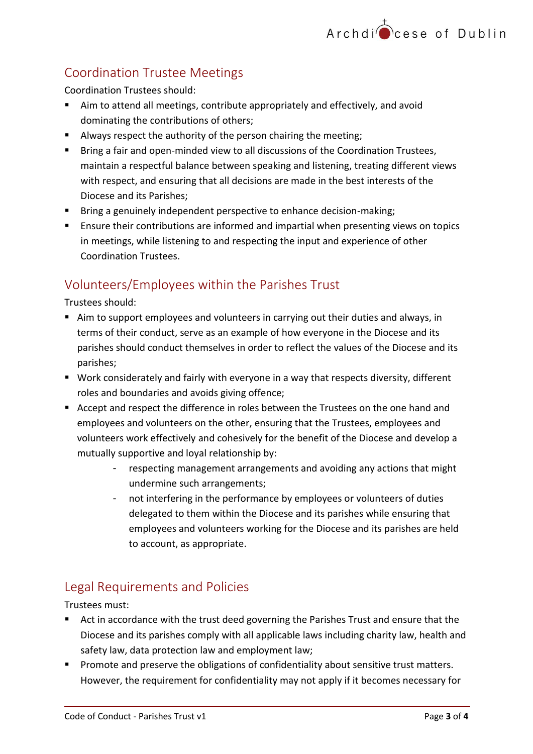## Coordination Trustee Meetings

Coordination Trustees should:

- Aim to attend all meetings, contribute appropriately and effectively, and avoid dominating the contributions of others;
- Always respect the authority of the person chairing the meeting;
- Bring a fair and open-minded view to all discussions of the Coordination Trustees, maintain a respectful balance between speaking and listening, treating different views with respect, and ensuring that all decisions are made in the best interests of the Diocese and its Parishes;
- Bring a genuinely independent perspective to enhance decision-making;
- Ensure their contributions are informed and impartial when presenting views on topics in meetings, while listening to and respecting the input and experience of other Coordination Trustees.

## Volunteers/Employees within the Parishes Trust

Trustees should:

- Aim to support employees and volunteers in carrying out their duties and always, in terms of their conduct, serve as an example of how everyone in the Diocese and its parishes should conduct themselves in order to reflect the values of the Diocese and its parishes;
- Work considerately and fairly with everyone in a way that respects diversity, different roles and boundaries and avoids giving offence;
- Accept and respect the difference in roles between the Trustees on the one hand and employees and volunteers on the other, ensuring that the Trustees, employees and volunteers work effectively and cohesively for the benefit of the Diocese and develop a mutually supportive and loyal relationship by:
    - respecting management arrangements and avoiding any actions that might undermine such arrangements;
    - not interfering in the performance by employees or volunteers of duties delegated to them within the Diocese and its parishes while ensuring that employees and volunteers working for the Diocese and its parishes are held to account, as appropriate.

## Legal Requirements and Policies

Trustees must:

- Act in accordance with the trust deed governing the Parishes Trust and ensure that the Diocese and its parishes comply with all applicable laws including charity law, health and safety law, data protection law and employment law;
- Promote and preserve the obligations of confidentiality about sensitive trust matters. However, the requirement for confidentiality may not apply if it becomes necessary for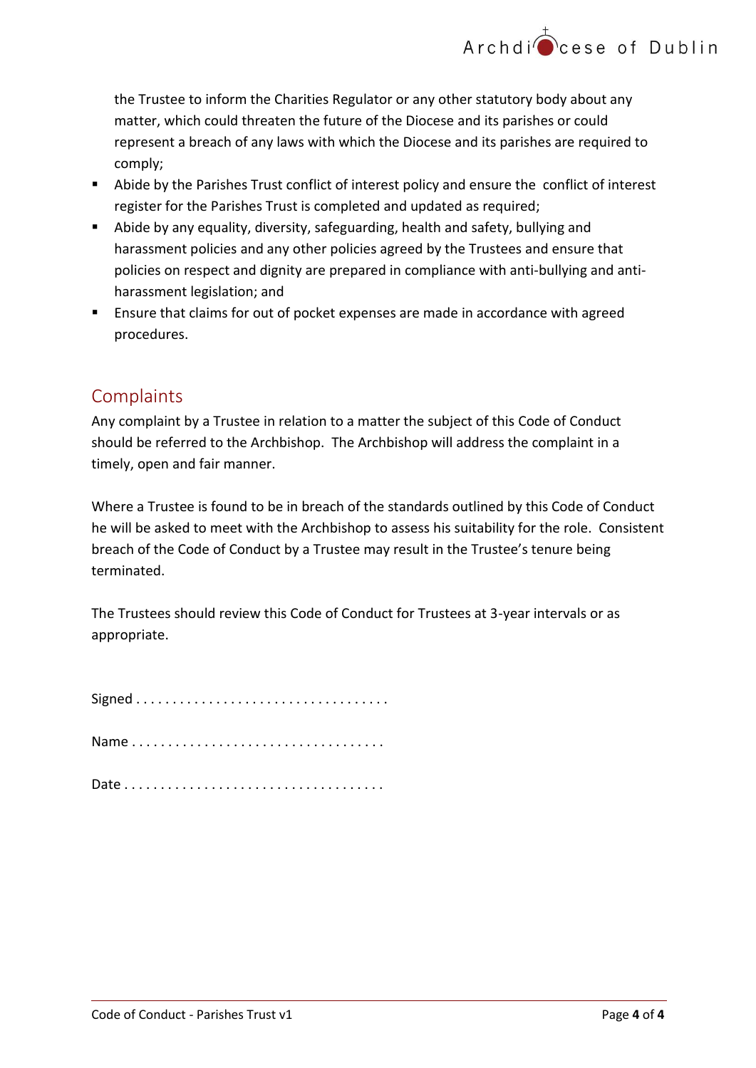the Trustee to inform the Charities Regulator or any other statutory body about any matter, which could threaten the future of the Diocese and its parishes or could represent a breach of any laws with which the Diocese and its parishes are required to comply;

- Abide by the Parishes Trust conflict of interest policy and ensure the conflict of interest register for the Parishes Trust is completed and updated as required;
- Abide by any equality, diversity, safeguarding, health and safety, bullying and harassment policies and any other policies agreed by the Trustees and ensure that policies on respect and dignity are prepared in compliance with anti-bullying and anti-harassment legislation; and
- Ensure that claims for out of pocket expenses are made in accordance with agreed procedures.

## Complaints

Any complaint by a Trustee in relation to a matter the subject of this Code of Conduct should be referred to the Archbishop. The Archbishop will address the complaint in a timely, open and fair manner.

Where a Trustee is found to be in breach of the standards outlined by this Code of Conduct he will be asked to meet with the Archbishop to assess his suitability for the role. Consistent breach of the Code of Conduct by a Trustee may result in the Trustee's tenure being terminated.

The Trustees should review this Code of Conduct for Trustees at 3-year intervals or as appropriate.

Signed . . . . . . . . . . . . . . . . . . . . . . . . . . . . . . . . . . .

Name . . . . . . . . . . . . . . . . . . . . . . . . . . . . . . . . . . .

Date . . . . . . . . . . . . . . . . . . . . . . . . . . . . . . . . . . . .